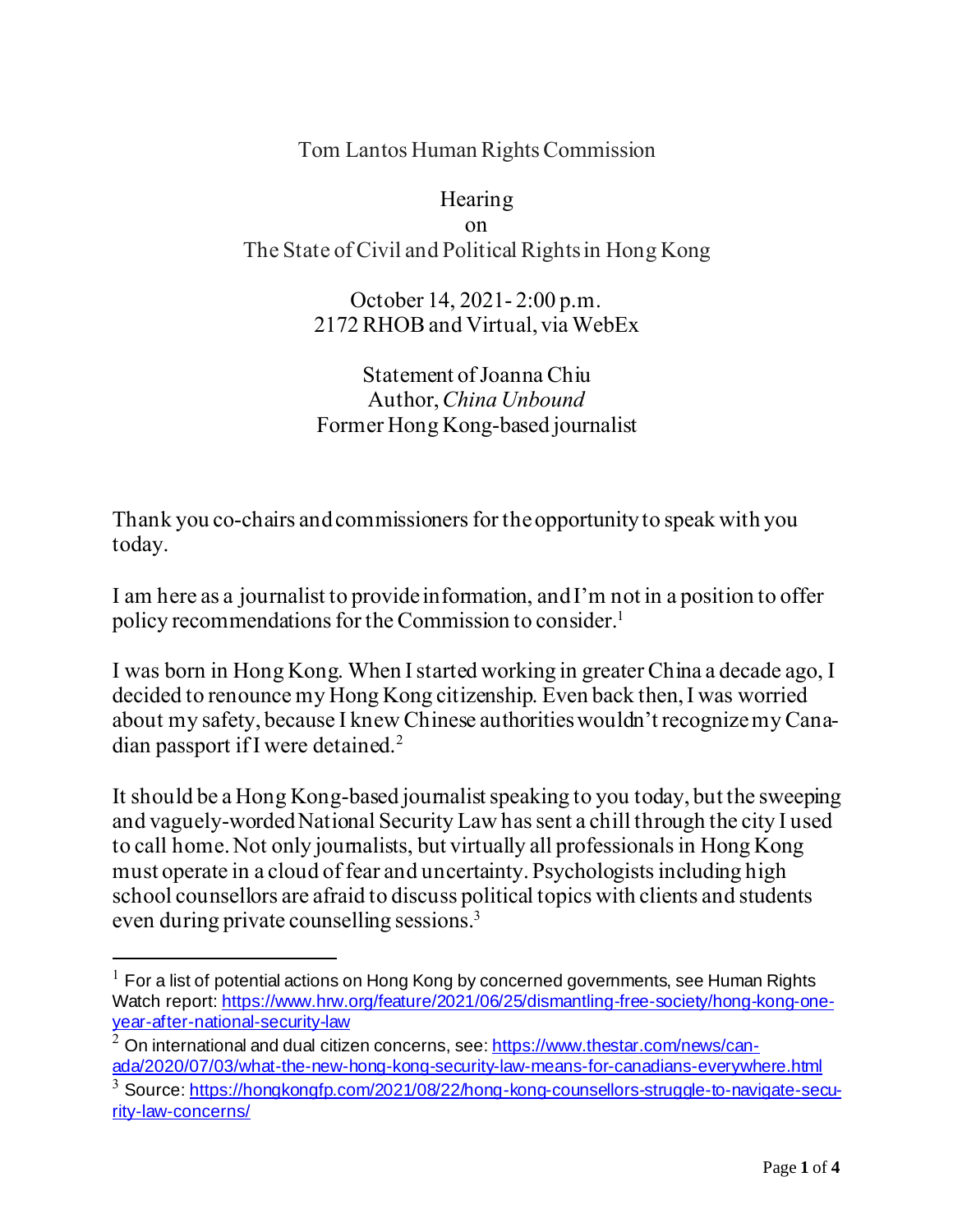Tom Lantos Human Rights Commission

Hearing
on
The State of Civil and Political Rights in Hong Kong

October 14, 2021 - 2:00 p.m.
2172 RHOB and Virtual, via WebEx

Statement of Joanna Chiu
Author, *China Unbound*
Former Hong Kong-based journalist

Thank you co-chairs and commissioners for the opportunity to speak with you today.

I am here as a journalist to provide information, and I'm not in a position to offer policy recommendations for the Commission to consider.[1]

I was born in Hong Kong. When I started working in greater China a decade ago, I decided to renounce my Hong Kong citizenship. Even back then, I was worried about my safety, because I knew Chinese authorities wouldn't recognize my Canadian passport if I were detained.[2]

It should be a Hong Kong-based journalist speaking to you today, but the sweeping and vaguely-worded National Security Law has sent a chill through the city I used to call home. Not only journalists, but virtually all professionals in Hong Kong must operate in a cloud of fear and uncertainty. Psychologists including high school counsellors are afraid to discuss political topics with clients and students even during private counselling sessions.[3]

---

[1] For a list of potential actions on Hong Kong by concerned governments, see Human Rights Watch report: https://www.hrw.org/feature/2021/06/25/dismantling-free-society/hong-kong-one-year-after-national-security-law

[2] On international and dual citizen concerns, see: https://www.thestar.com/news/canada/2020/07/03/what-the-new-hong-kong-security-law-means-for-canadians-everywhere.html

[3] Source: https://hongkongfp.com/2021/08/22/hong-kong-counsellors-struggle-to-navigate-security-law-concerns/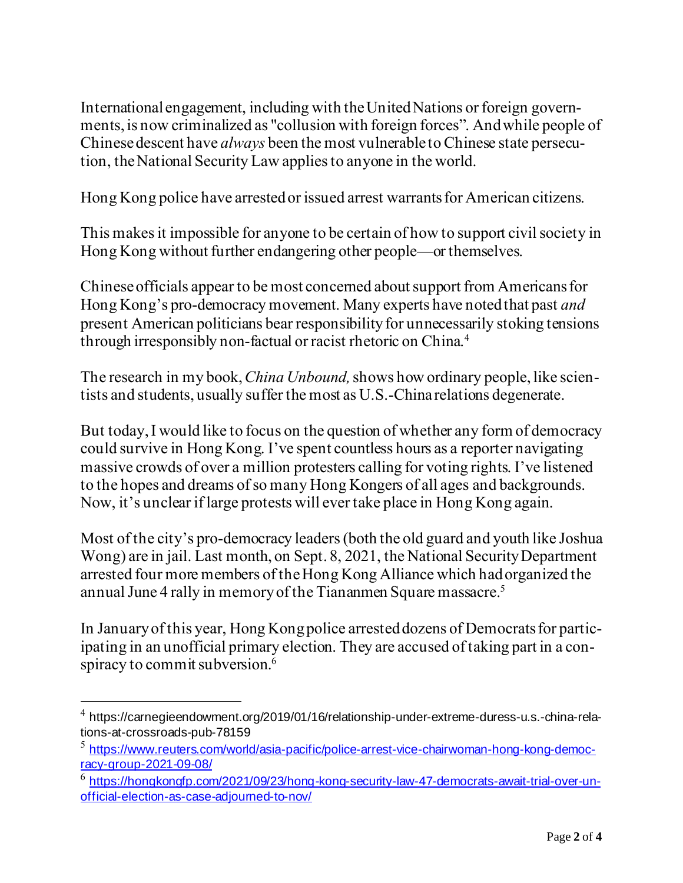International engagement, including with the United Nations or foreign governments, is now criminalized as "collusion with foreign forces". And while people of Chinese descent have *always* been the most vulnerable to Chinese state persecution, the National Security Law applies to anyone in the world.

Hong Kong police have arrested or issued arrest warrants for American citizens.

This makes it impossible for anyone to be certain of how to support civil society in Hong Kong without further endangering other people—or themselves.

Chinese officials appear to be most concerned about support from Americans for Hong Kong's pro-democracy movement. Many experts have noted that past *and* present American politicians bear responsibility for unnecessarily stoking tensions through irresponsibly non-factual or racist rhetoric on China.[4]

The research in my book, *China Unbound,* shows how ordinary people, like scientists and students, usually suffer the most as U.S.-China relations degenerate.

But today, I would like to focus on the question of whether any form of democracy could survive in Hong Kong. I've spent countless hours as a reporter navigating massive crowds of over a million protesters calling for voting rights. I've listened to the hopes and dreams of so many Hong Kongers of all ages and backgrounds. Now, it's unclear if large protests will ever take place in Hong Kong again.

Most of the city's pro-democracy leaders (both the old guard and youth like Joshua Wong) are in jail. Last month, on Sept. 8, 2021, the National Security Department arrested four more members of the Hong Kong Alliance which had organized the annual June 4 rally in memory of the Tiananmen Square massacre.[5]

In January of this year, Hong Kong police arrested dozens of Democrats for participating in an unofficial primary election. They are accused of taking part in a conspiracy to commit subversion.[6]

---

[4] https://carnegieendowment.org/2019/01/16/relationship-under-extreme-duress-u.s.-china-relations-at-crossroads-pub-78159

[5] https://www.reuters.com/world/asia-pacific/police-arrest-vice-chairwoman-hong-kong-democracy-group-2021-09-08/

[6] https://hongkongfp.com/2021/09/23/hong-kong-security-law-47-democrats-await-trial-over-unofficial-election-as-case-adjourned-to-nov/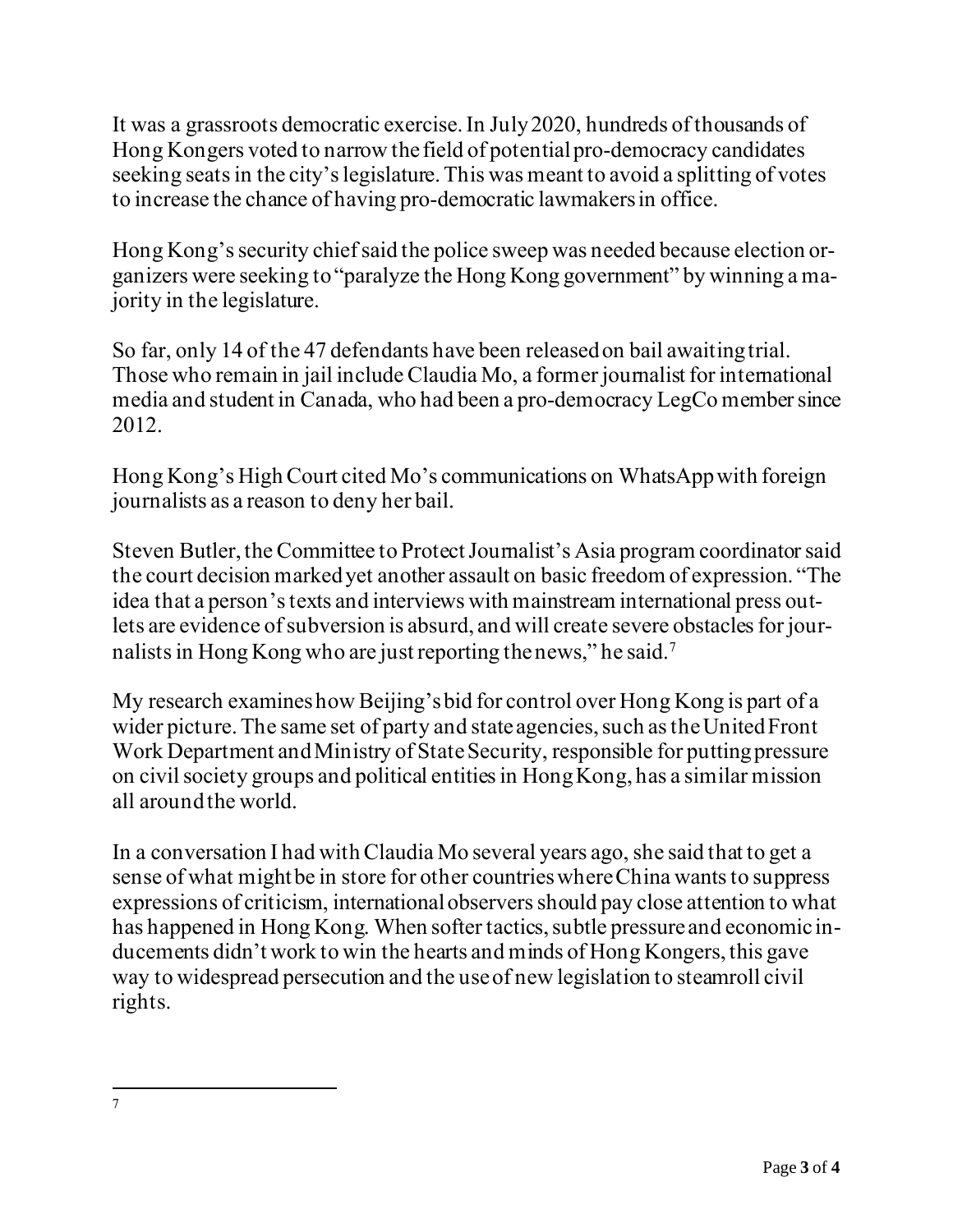It was a grassroots democratic exercise. In July 2020, hundreds of thousands of Hong Kongers voted to narrow the field of potential pro-democracy candidates seeking seats in the city's legislature. This was meant to avoid a splitting of votes to increase the chance of having pro-democratic lawmakers in office.

Hong Kong's security chief said the police sweep was needed because election organizers were seeking to "paralyze the Hong Kong government" by winning a majority in the legislature.

So far, only 14 of the 47 defendants have been released on bail awaiting trial. Those who remain in jail include Claudia Mo, a former journalist for international media and student in Canada, who had been a pro-democracy LegCo member since 2012.

Hong Kong's High Court cited Mo's communications on WhatsApp with foreign journalists as a reason to deny her bail.

Steven Butler, the Committee to Protect Journalist's Asia program coordinator said the court decision marked yet another assault on basic freedom of expression. "The idea that a person's texts and interviews with mainstream international press outlets are evidence of subversion is absurd, and will create severe obstacles for journalists in Hong Kong who are just reporting the news," he said.[7]

My research examines how Beijing's bid for control over Hong Kong is part of a wider picture. The same set of party and state agencies, such as the United Front Work Department and Ministry of State Security, responsible for putting pressure on civil society groups and political entities in Hong Kong, has a similar mission all around the world.

In a conversation I had with Claudia Mo several years ago, she said that to get a sense of what might be in store for other countries where China wants to suppress expressions of criticism, international observers should pay close attention to what has happened in Hong Kong. When softer tactics, subtle pressure and economic inducements didn't work to win the hearts and minds of Hong Kongers, this gave way to widespread persecution and the use of new legislation to steamroll civil rights.

---

[7]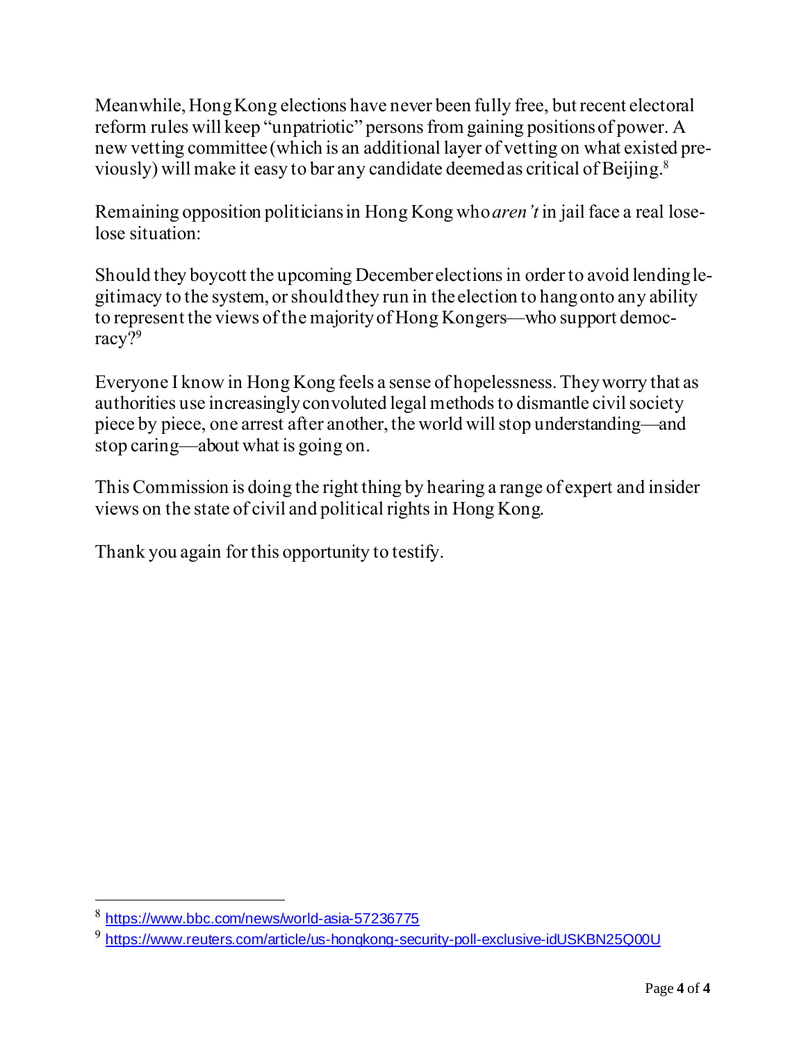Meanwhile, Hong Kong elections have never been fully free, but recent electoral reform rules will keep "unpatriotic" persons from gaining positions of power. A new vetting committee (which is an additional layer of vetting on what existed previously) will make it easy to bar any candidate deemed as critical of Beijing.[8]

Remaining opposition politicians in Hong Kong who *aren't* in jail face a real lose-lose situation:

Should they boycott the upcoming December elections in order to avoid lending legitimacy to the system, or should they run in the election to hang onto any ability to represent the views of the majority of Hong Kongers—who support democracy?[9]

Everyone I know in Hong Kong feels a sense of hopelessness. They worry that as authorities use increasingly convoluted legal methods to dismantle civil society piece by piece, one arrest after another, the world will stop understanding—and stop caring—about what is going on.

This Commission is doing the right thing by hearing a range of expert and insider views on the state of civil and political rights in Hong Kong.

Thank you again for this opportunity to testify.

---

[8] https://www.bbc.com/news/world-asia-57236775

[9] https://www.reuters.com/article/us-hongkong-security-poll-exclusive-idUSKBN25Q00U